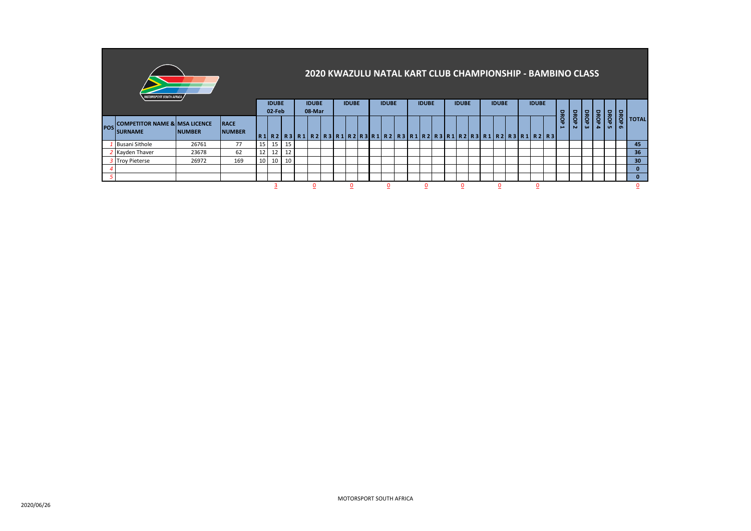# 2020 KWAZULU NATAL KART CLUB CHAMPIONSHIP - BAMBINO CLASS

| POS | COMPETITOR NAME & SURNAME | MSA LICENCE NUMBER | RACE NUMBER | IDUBE 02-Feb | | | IDUBE 08-Mar | | | IDUBE | | | IDUBE | | | IDUBE | | | IDUBE | | | IDUBE | | | IDUBE | | | DROP 1 | DROP 2 | DROP 3 | DROP 4 | DROP 5 | DROP 6 | TOTAL |
|---|---|---|---|---|---|---|---|---|---|---|---|---|---|---|---|---|---|---|---|---|---|---|---|---|---|---|---|---|---|---|---|---|---|---|
| | | | | R 1 | R 2 | R 3 | R 1 | R 2 | R 3 | R 1 | R 2 | R 3 | R 1 | R 2 | R 3 | R 1 | R 2 | R 3 | R 1 | R 2 | R 3 | R 1 | R 2 | R 3 | R 1 | R 2 | R 3 | | | | | | | |
| 1 | Busani Sithole | 26761 | 77 | 15 | 15 | 15 | | | | | | | | | | | | | | | | | | | | | | | | | | | | 45 |
| 2 | Kayden Thaver | 23678 | 62 | 12 | 12 | 12 | | | | | | | | | | | | | | | | | | | | | | | | | | | | 36 |
| 3 | Troy Pieterse | 26972 | 169 | 10 | 10 | 10 | | | | | | | | | | | | | | | | | | | | | | | | | | | | 30 |
| 4 | | | | | | | | | | | | | | | | | | | | | | | | | | | | | | | | | | 0 |
| 5 | | | | | | | | | | | | | | | | | | | | | | | | | | | | | | | | | | 0 |
| | | | | | 3 | | | 0 | | | 0 | | | 0 | | | 0 | | | 0 | | | 0 | | | 0 | | | | | | | | 0 |

2020/06/26

MOTORSPORT SOUTH AFRICA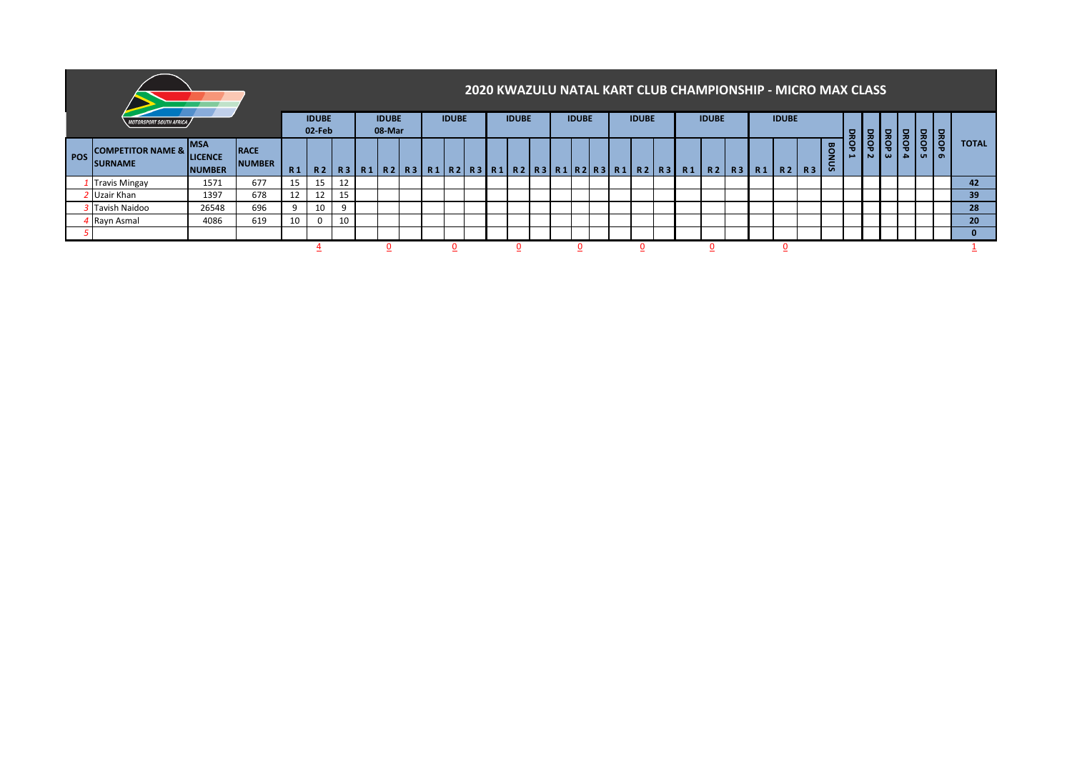## 2020 KWAZULU NATAL KART CLUB CHAMPIONSHIP - MICRO MAX CLASS

MOTORSPORT SOUTH AFRICA

| POS | COMPETITOR NAME & SURNAME | MSA LICENCE NUMBER | RACE NUMBER | IDUBE 02-Feb | | | IDUBE 08-Mar | | | IDUBE | | | IDUBE | | | IDUBE | | | IDUBE | | | IDUBE | | | IDUBE | | | BONUS | DROP 1 | DROP 2 | DROP 3 | DROP 4 | DROP 5 | DROP 6 | TOTAL |
|---|---|---|---|---|---|---|---|---|---|---|---|---|---|---|---|---|---|---|---|---|---|---|---|---|---|---|---|---|---|---|---|---|---|---|---|
| | | | | R1 | R2 | R3 | R1 | R2 | R3 | R1 | R2 | R3 | R1 | R2 | R3 | R1 | R2 | R3 | R1 | R2 | R3 | R1 | R2 | R3 | R1 | R2 | R3 | | | | | | | | |
| 1 | Travis Mingay | 1571 | 677 | 15 | 15 | 12 | | | | | | | | | | | | | | | | | | | | | | | | | | | | | 42 |
| 2 | Uzair Khan | 1397 | 678 | 12 | 12 | 15 | | | | | | | | | | | | | | | | | | | | | | | | | | | | | 39 |
| 3 | Tavish Naidoo | 26548 | 696 | 9 | 10 | 9 | | | | | | | | | | | | | | | | | | | | | | | | | | | | | 28 |
| 4 | Rayn Asmal | 4086 | 619 | 10 | 0 | 10 | | | | | | | | | | | | | | | | | | | | | | | | | | | | | 20 |
| 5 | | | | | | | | | | | | | | | | | | | | | | | | | | | | | | | | | | | 0 |
| | | | | | 4 | | | 0 | | | 0 | | | 0 | | | 0 | | | 0 | | | 0 | | | 0 | | | | | | | | | 1 |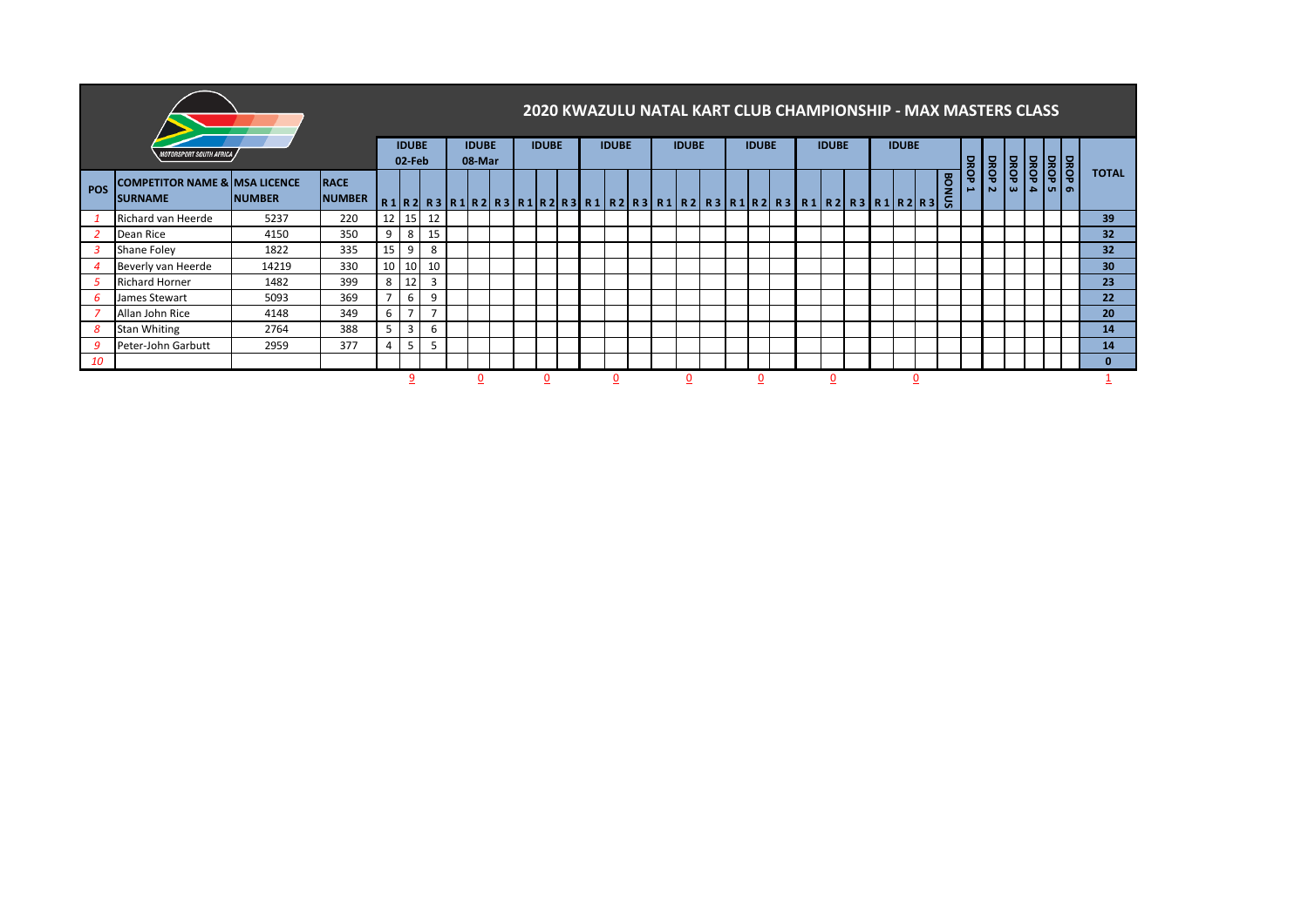# 2020 KWAZULU NATAL KART CLUB CHAMPIONSHIP - MAX MASTERS CLASS

MOTORSPORT SOUTH AFRICA

| POS | COMPETITOR NAME & SURNAME | MSA LICENCE NUMBER | RACE NUMBER | IDUBE 02-Feb | | | IDUBE 08-Mar | | | IDUBE | | | IDUBE | | | IDUBE | | | IDUBE | | | IDUBE | | | IDUBE | | | BONUS | DROP 1 | DROP 2 | DROP 3 | DROP 4 | DROP 5 | DROP 6 | TOTAL |
|---|---|---|---|---|---|---|---|---|---|---|---|---|---|---|---|---|---|---|---|---|---|---|---|---|---|---|---|---|---|---|---|---|---|---|---|
| | | | | R1 | R2 | R3 | R1 | R2 | R3 | R1 | R2 | R3 | R1 | R2 | R3 | R1 | R2 | R3 | R1 | R2 | R3 | R1 | R2 | R3 | R1 | R2 | R3 | | | | | | | | |
| 1 | Richard van Heerde | 5237 | 220 | 12 | 15 | 12 | | | | | | | | | | | | | | | | | | | | | | | | | | | | | 39 |
| 2 | Dean Rice | 4150 | 350 | 9 | 8 | 15 | | | | | | | | | | | | | | | | | | | | | | | | | | | | | 32 |
| 3 | Shane Foley | 1822 | 335 | 15 | 9 | 8 | | | | | | | | | | | | | | | | | | | | | | | | | | | | | 32 |
| 4 | Beverly van Heerde | 14219 | 330 | 10 | 10 | 10 | | | | | | | | | | | | | | | | | | | | | | | | | | | | | 30 |
| 5 | Richard Horner | 1482 | 399 | 8 | 12 | 3 | | | | | | | | | | | | | | | | | | | | | | | | | | | | | 23 |
| 6 | James Stewart | 5093 | 369 | 7 | 6 | 9 | | | | | | | | | | | | | | | | | | | | | | | | | | | | | 22 |
| 7 | Allan John Rice | 4148 | 349 | 6 | 7 | 7 | | | | | | | | | | | | | | | | | | | | | | | | | | | | | 20 |
| 8 | Stan Whiting | 2764 | 388 | 5 | 3 | 6 | | | | | | | | | | | | | | | | | | | | | | | | | | | | | 14 |
| 9 | Peter-John Garbutt | 2959 | 377 | 4 | 5 | 5 | | | | | | | | | | | | | | | | | | | | | | | | | | | | | 14 |
| 10 | | | | | | | | | | | | | | | | | | | | | | | | | | | | | | | | | | | 0 |
| | | | | | 9 | | | 0 | | | 0 | | | 0 | | | 0 | | | 0 | | | 0 | | | 0 | | | | | | | | | 1 |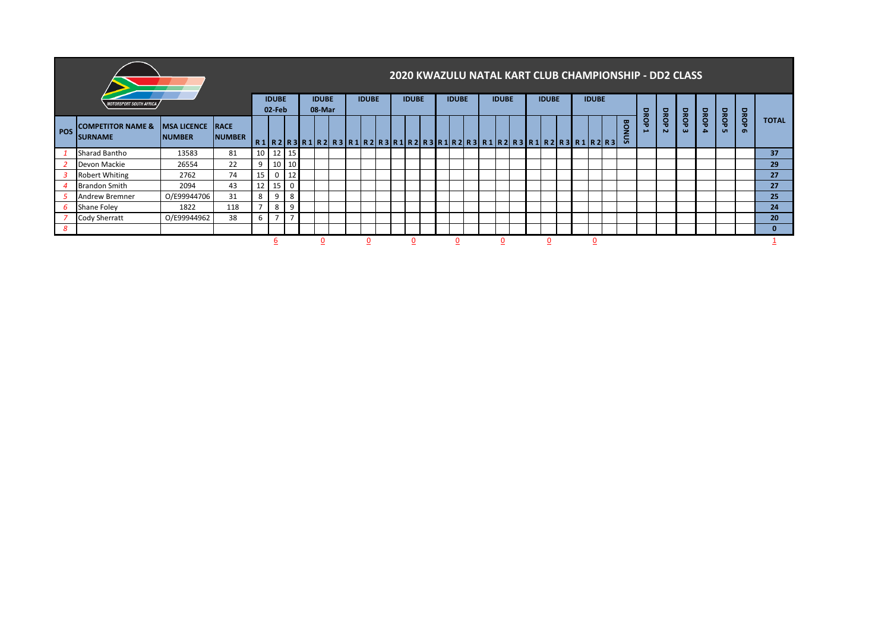# 2020 KWAZULU NATAL KART CLUB CHAMPIONSHIP - DD2 CLASS

| POS | COMPETITOR NAME & SURNAME | MSA LICENCE NUMBER | RACE NUMBER | IDUBE 02-Feb | | | IDUBE 08-Mar | | | IDUBE | | | IDUBE | | | IDUBE | | | IDUBE | | | IDUBE | | | IDUBE | | | BONUS | DROP 1 | DROP 2 | DROP 3 | DROP 4 | DROP 5 | DROP 6 | TOTAL |
|---|---|---|---|---|---|---|---|---|---|---|---|---|---|---|---|---|---|---|---|---|---|---|---|---|---|---|---|---|---|---|---|---|---|---|---|
| | | | | R1 | R2 | R3 | R1 | R2 | R3 | R1 | R2 | R3 | R1 | R2 | R3 | R1 | R2 | R3 | R1 | R2 | R3 | R1 | R2 | R3 | R1 | R2 | R3 | | | | | | | | |
| 1 | Sharad Bantho | 13583 | 81 | 10 | 12 | 15 | | | | | | | | | | | | | | | | | | | | | | | | | | | | | 37 |
| 2 | Devon Mackie | 26554 | 22 | 9 | 10 | 10 | | | | | | | | | | | | | | | | | | | | | | | | | | | | | 29 |
| 3 | Robert Whiting | 2762 | 74 | 15 | 0 | 12 | | | | | | | | | | | | | | | | | | | | | | | | | | | | | 27 |
| 4 | Brandon Smith | 2094 | 43 | 12 | 15 | 0 | | | | | | | | | | | | | | | | | | | | | | | | | | | | | 27 |
| 5 | Andrew Bremner | O/E99944706 | 31 | 8 | 9 | 8 | | | | | | | | | | | | | | | | | | | | | | | | | | | | | 25 |
| 6 | Shane Foley | 1822 | 118 | 7 | 8 | 9 | | | | | | | | | | | | | | | | | | | | | | | | | | | | | 24 |
| 7 | Cody Sherratt | O/E99944962 | 38 | 6 | 7 | 7 | | | | | | | | | | | | | | | | | | | | | | | | | | | | | 20 |
| 8 | | | | | | | | | | | | | | | | | | | | | | | | | | | | | | | | | | | 0 |
| | | | | | 6 | | | 0 | | | 0 | | | 0 | | | 0 | | | 0 | | | 0 | | | 0 | | | | | | | | | 1 |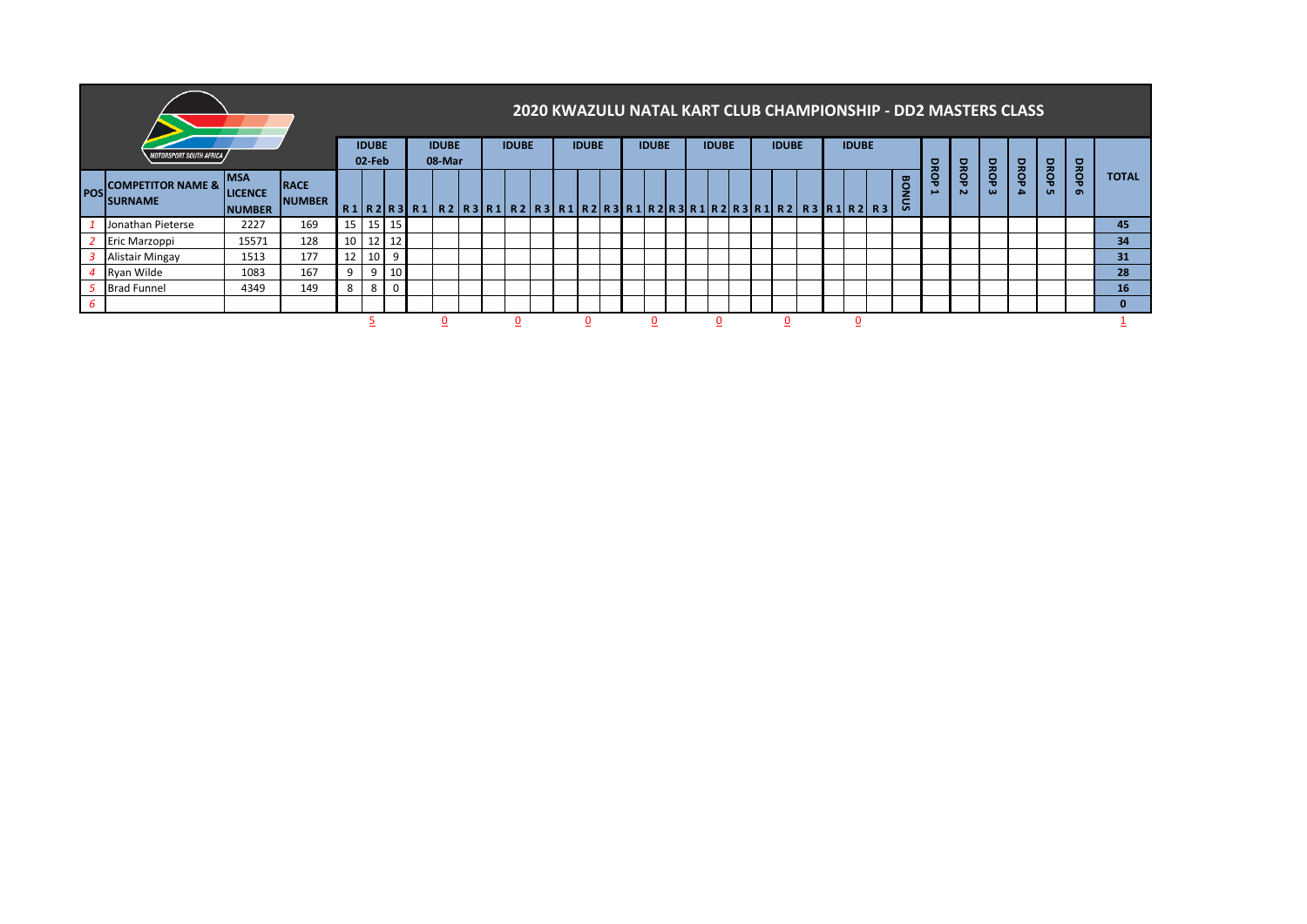# 2020 KWAZULU NATAL KART CLUB CHAMPIONSHIP - DD2 MASTERS CLASS

| POS | COMPETITOR NAME & SURNAME | MSA LICENCE NUMBER | RACE NUMBER | IDUBE 02-Feb | | | IDUBE 08-Mar | | | IDUBE | | | IDUBE | | | IDUBE | | | IDUBE | | | IDUBE | | | IDUBE | | | BONUS | DROP 1 | DROP 2 | DROP 3 | DROP 4 | DROP 5 | DROP 6 | TOTAL |
|---|---|---|---|---|---|---|---|---|---|---|---|---|---|---|---|---|---|---|---|---|---|---|---|---|---|---|---|---|---|---|---|---|---|---|---|
| | | | | R 1 | R 2 | R 3 | R 1 | R 2 | R 3 | R 1 | R 2 | R 3 | R 1 | R 2 | R 3 | R 1 | R 2 | R 3 | R 1 | R 2 | R 3 | R 1 | R 2 | R 3 | R 1 | R 2 | R 3 | | | | | | | | |
| 1 | Jonathan Pieterse | 2227 | 169 | 15 | 15 | 15 | | | | | | | | | | | | | | | | | | | | | | | | | | | | | 45 |
| 2 | Eric Marzoppi | 15571 | 128 | 10 | 12 | 12 | | | | | | | | | | | | | | | | | | | | | | | | | | | | | 34 |
| 3 | Alistair Mingay | 1513 | 177 | 12 | 10 | 9 | | | | | | | | | | | | | | | | | | | | | | | | | | | | | 31 |
| 4 | Ryan Wilde | 1083 | 167 | 9 | 9 | 10 | | | | | | | | | | | | | | | | | | | | | | | | | | | | | 28 |
| 5 | Brad Funnel | 4349 | 149 | 8 | 8 | 0 | | | | | | | | | | | | | | | | | | | | | | | | | | | | | 16 |
| 6 | | | | | | | | | | | | | | | | | | | | | | | | | | | | | | | | | | | 0 |
| | | | | | 5 | | | 0 | | | 0 | | | 0 | | | 0 | | | 0 | | | 0 | | | 0 | | | | | | | | | 1 |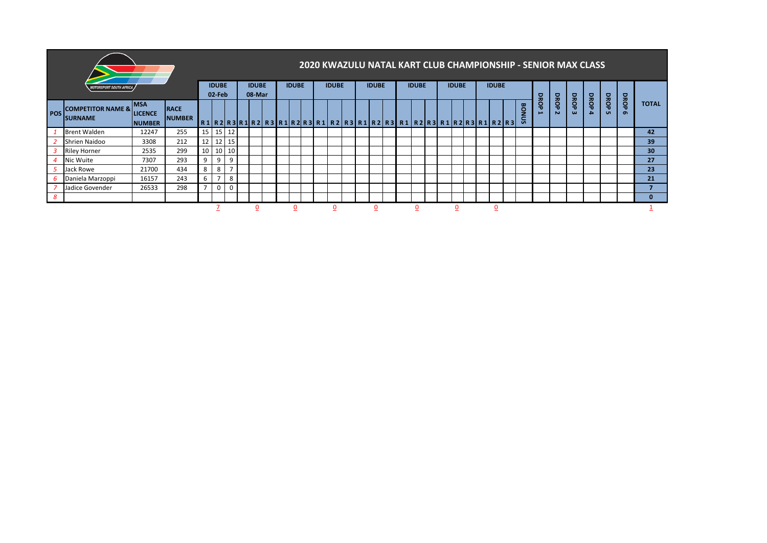# 2020 KWAZULU NATAL KART CLUB CHAMPIONSHIP - SENIOR MAX CLASS

MOTORSPORT SOUTH AFRICA

| POS | COMPETITOR NAME & SURNAME | MSA LICENCE NUMBER | RACE NUMBER | IDUBE 02-Feb | | | IDUBE 08-Mar | | | IDUBE | | | IDUBE | | | IDUBE | | | IDUBE | | | IDUBE | | | IDUBE | | | BONUS | DROP 1 | DROP 2 | DROP 3 | DROP 4 | DROP 5 | DROP 6 | TOTAL |
|---|---|---|---|---|---|---|---|---|---|---|---|---|---|---|---|---|---|---|---|---|---|---|---|---|---|---|---|---|---|---|---|---|---|---|---|
| | | | | R 1 | R 2 | R 3 | R 1 | R 2 | R 3 | R 1 | R 2 | R 3 | R 1 | R 2 | R 3 | R 1 | R 2 | R 3 | R 1 | R 2 | R 3 | R 1 | R 2 | R 3 | R 1 | R 2 | R 3 | | | | | | | | |
| 1 | Brent Walden | 12247 | 255 | 15 | 15 | 12 | | | | | | | | | | | | | | | | | | | | | | | | | | | | | 42 |
| 2 | Shrien Naidoo | 3308 | 212 | 12 | 12 | 15 | | | | | | | | | | | | | | | | | | | | | | | | | | | | | 39 |
| 3 | Riley Horner | 2535 | 299 | 10 | 10 | 10 | | | | | | | | | | | | | | | | | | | | | | | | | | | | | 30 |
| 4 | Nic Wuite | 7307 | 293 | 9 | 9 | 9 | | | | | | | | | | | | | | | | | | | | | | | | | | | | | 27 |
| 5 | Jack Rowe | 21700 | 434 | 8 | 8 | 7 | | | | | | | | | | | | | | | | | | | | | | | | | | | | | 23 |
| 6 | Daniela Marzoppi | 16157 | 243 | 6 | 7 | 8 | | | | | | | | | | | | | | | | | | | | | | | | | | | | | 21 |
| 7 | Jadice Govender | 26533 | 298 | 7 | 0 | 0 | | | | | | | | | | | | | | | | | | | | | | | | | | | | | 7 |
| 8 | | | | | | | | | | | | | | | | | | | | | | | | | | | | | | | | | | | 0 |
| | | | | | 7 | | | 0 | | | 0 | | | 0 | | | 0 | | | 0 | | | 0 | | | 0 | | | | | | | | | 1 |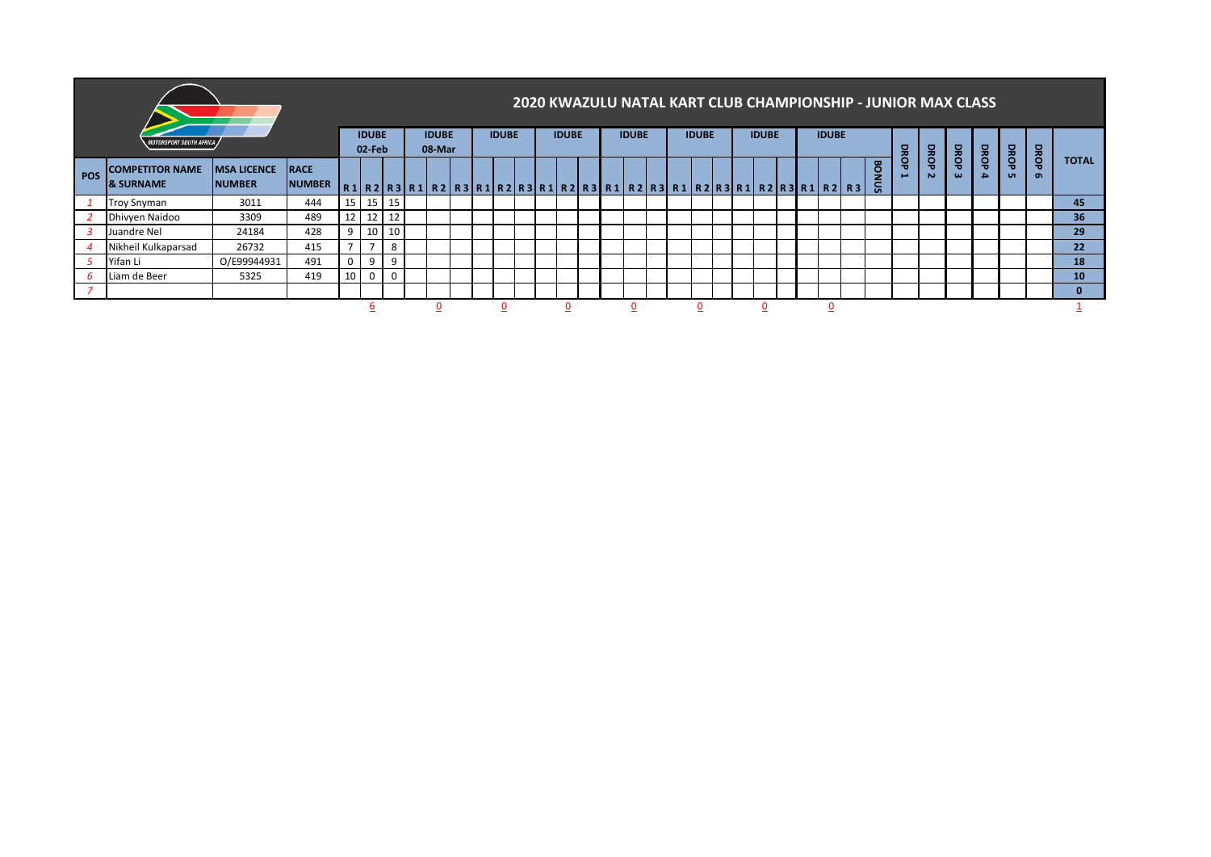# 2020 KWAZULU NATAL KART CLUB CHAMPIONSHIP - JUNIOR MAX CLASS

MOTORSPORT SOUTH AFRICA

| POS | COMPETITOR NAME & SURNAME | MSA LICENCE NUMBER | RACE NUMBER | IDUBE 02-Feb | | | IDUBE 08-Mar | | | IDUBE | | | IDUBE | | | IDUBE | | | IDUBE | | | IDUBE | | | IDUBE | | | BONUS | DROP 1 | DROP 2 | DROP 3 | DROP 4 | DROP 5 | DROP 6 | TOTAL |
|---|---|---|---|---|---|---|---|---|---|---|---|---|---|---|---|---|---|---|---|---|---|---|---|---|---|---|---|---|---|---|---|---|---|---|---|---|
| | | | | R1 | R2 | R3 | R1 | R2 | R3 | R1 | R2 | R3 | R1 | R2 | R3 | R1 | R2 | R3 | R1 | R2 | R3 | R1 | R2 | R3 | R1 | R2 | R3 | | | | | | | | |
| 1 | Troy Snyman | 3011 | 444 | 15 | 15 | 15 | | | | | | | | | | | | | | | | | | | | | | | | | | | | | 45 |
| 2 | Dhivyen Naidoo | 3309 | 489 | 12 | 12 | 12 | | | | | | | | | | | | | | | | | | | | | | | | | | | | | 36 |
| 3 | Juandre Nel | 24184 | 428 | 9 | 10 | 10 | | | | | | | | | | | | | | | | | | | | | | | | | | | | | 29 |
| 4 | Nikheil Kulkaparsad | 26732 | 415 | 7 | 7 | 8 | | | | | | | | | | | | | | | | | | | | | | | | | | | | | 22 |
| 5 | Yifan Li | O/E99944931 | 491 | 0 | 9 | 9 | | | | | | | | | | | | | | | | | | | | | | | | | | | | | 18 |
| 6 | Liam de Beer | 5325 | 419 | 10 | 0 | 0 | | | | | | | | | | | | | | | | | | | | | | | | | | | | | 10 |
| 7 | | | | | | | | | | | | | | | | | | | | | | | | | | | | | | | | | | | 0 |
| | | | | | 6 | | | 0 | | | 0 | | | 0 | | | 0 | | | 0 | | | 0 | | | 0 | | | | | | | | | 1 |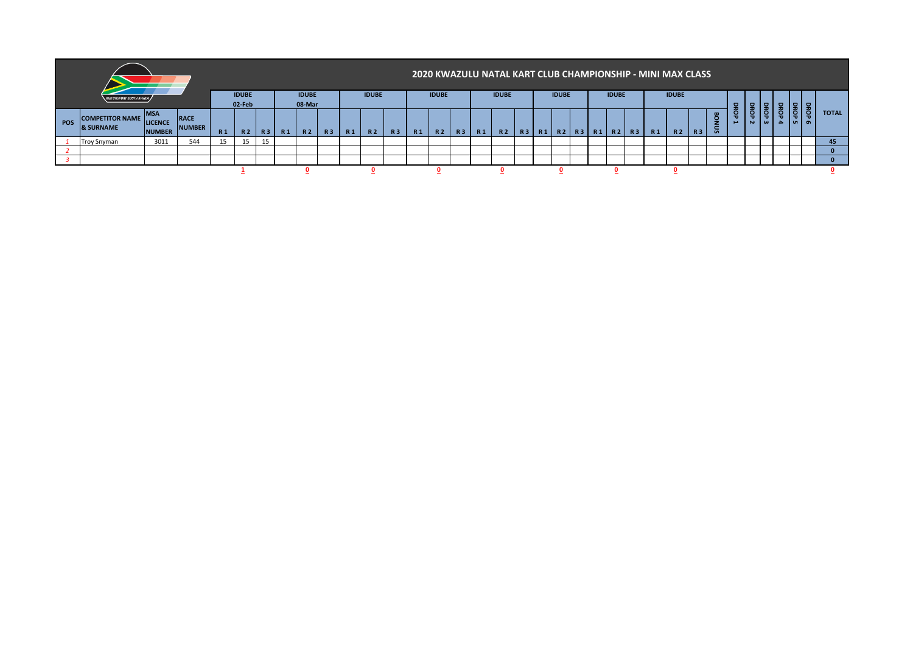# 2020 KWAZULU NATAL KART CLUB CHAMPIONSHIP - MINI MAX CLASS

| POS | COMPETITOR NAME & SURNAME | MSA LICENCE NUMBER | RACE NUMBER | IDUBE 02-Feb | | | IDUBE 08-Mar | | | IDUBE | | | IDUBE | | | IDUBE | | | IDUBE | | | IDUBE | | | IDUBE | | | BONUS | DROP 1 | DROP 2 | DROP 3 | DROP 4 | DROP 5 | DROP 6 | TOTAL |
|---|---|---|---|---|---|---|---|---|---|---|---|---|---|---|---|---|---|---|---|---|---|---|---|---|---|---|---|---|---|---|---|---|---|---|---|
| | | | | R 1 | R 2 | R 3 | R 1 | R 2 | R 3 | R 1 | R 2 | R 3 | R 1 | R 2 | R 3 | R 1 | R 2 | R 3 | R 1 | R 2 | R 3 | R 1 | R 2 | R 3 | R 1 | R 2 | R 3 | | | | | | | | |
| 1 | Troy Snyman | 3011 | 544 | 15 | 15 | 15 | | | | | | | | | | | | | | | | | | | | | | | | | | | | | 45 |
| 2 | | | | | | | | | | | | | | | | | | | | | | | | | | | | | | | | | | | 0 |
| 3 | | | | | | | | | | | | | | | | | | | | | | | | | | | | | | | | | | | 0 |
| | | | | | 1 | | | 0 | | | 0 | | | 0 | | | 0 | | | 0 | | | 0 | | | 0 | | | | | | | | | 0 |